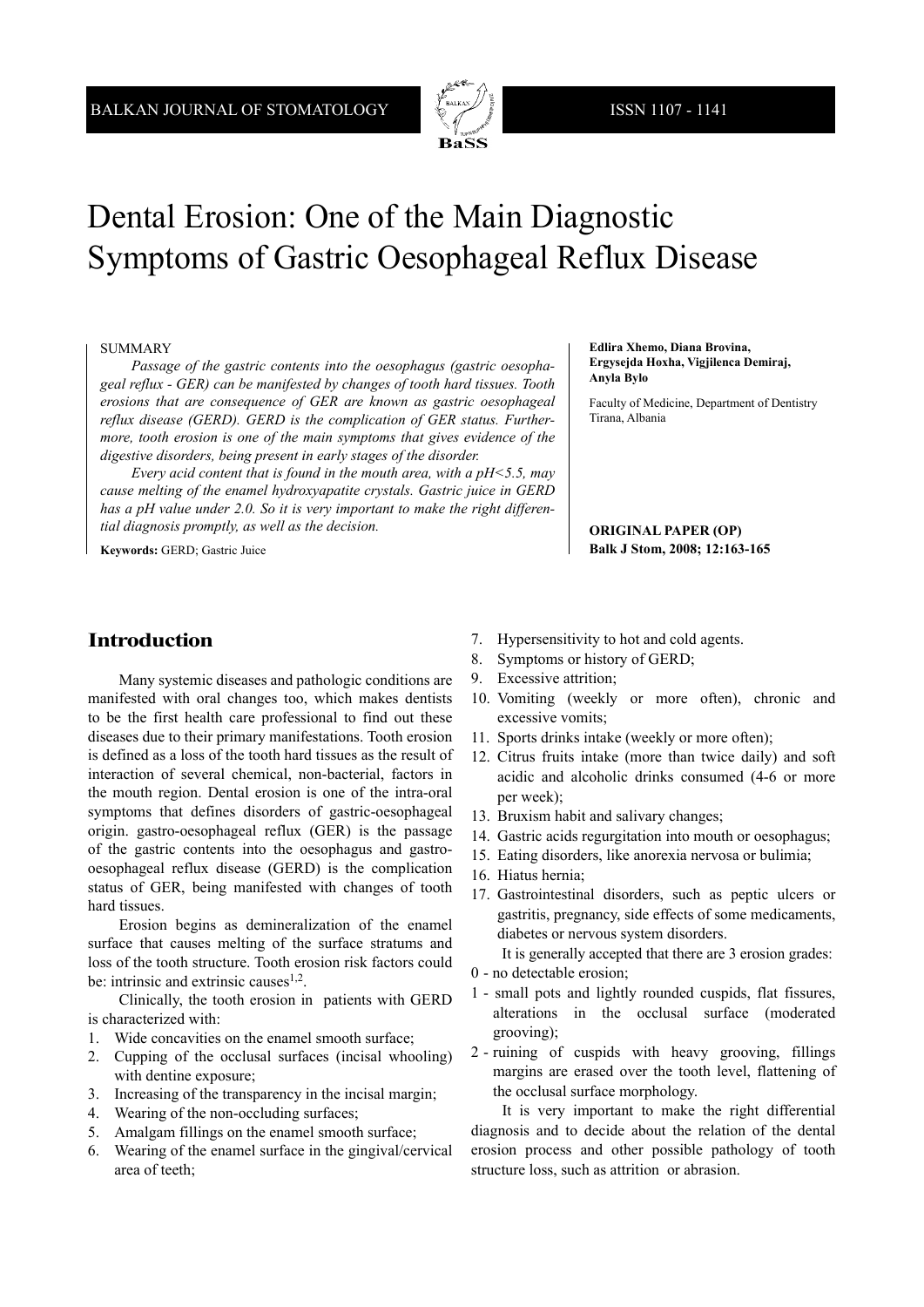# Dental Erosion: One of the Main Diagnostic Symptoms of Gastric Oesophageal Reflux Disease

**Edlira Xhemo, Diana Brovina, Ergysejda Hoxha, Vigjilenca Demiraj, Anyla Bylo**

Faculty of Medicine, Department of Dentistry
Tirana, Albania

**ORIGINAL PAPER (OP)**
**Balk J Stom, 2008; 12:163-165**

SUMMARY

*Passage of the gastric contents into the oesophagus (gastric oesophageal reflux - GER) can be manifested by changes of tooth hard tissues. Tooth erosions that are consequence of GER are known as gastric oesophageal reflux disease (GERD). GERD is the complication of GER status. Furthermore, tooth erosion is one of the main symptoms that gives evidence of the digestive disorders, being present in early stages of the disorder.*

*Every acid content that is found in the mouth area, with a pH<5.5, may cause melting of the enamel hydroxyapatite crystals. Gastric juice in GERD has a pH value under 2.0. So it is very important to make the right differential diagnosis promptly, as well as the decision.*

**Keywords:** GERD; Gastric Juice

## Introduction

Many systemic diseases and pathologic conditions are manifested with oral changes too, which makes dentists to be the first health care professional to find out these diseases due to their primary manifestations. Tooth erosion is defined as a loss of the tooth hard tissues as the result of interaction of several chemical, non-bacterial, factors in the mouth region. Dental erosion is one of the intra-oral symptoms that defines disorders of gastric-oesophageal origin. gastro-oesophageal reflux (GER) is the passage of the gastric contents into the oesophagus and gastro-oesophageal reflux disease (GERD) is the complication status of GER, being manifested with changes of tooth hard tissues.

Erosion begins as demineralization of the enamel surface that causes melting of the surface stratums and loss of the tooth structure. Tooth erosion risk factors could be: intrinsic and extrinsic causes[1,2].

Clinically, the tooth erosion in patients with GERD is characterized with:

1. Wide concavities on the enamel smooth surface;
2. Cupping of the occlusal surfaces (incisal whooling) with dentine exposure;
3. Increasing of the transparency in the incisal margin;
4. Wearing of the non-occluding surfaces;
5. Amalgam fillings on the enamel smooth surface;
6. Wearing of the enamel surface in the gingival/cervical area of teeth;
7. Hypersensitivity to hot and cold agents.
8. Symptoms or history of GERD;
9. Excessive attrition;
10. Vomiting (weekly or more often), chronic and excessive vomits;
11. Sports drinks intake (weekly or more often);
12. Citrus fruits intake (more than twice daily) and soft acidic and alcoholic drinks consumed (4-6 or more per week);
13. Bruxism habit and salivary changes;
14. Gastric acids regurgitation into mouth or oesophagus;
15. Eating disorders, like anorexia nervosa or bulimia;
16. Hiatus hernia;
17. Gastrointestinal disorders, such as peptic ulcers or gastritis, pregnancy, side effects of some medicaments, diabetes or nervous system disorders.

It is generally accepted that there are 3 erosion grades:

0 - no detectable erosion;

1 - small pots and lightly rounded cuspids, flat fissures, alterations in the occlusal surface (moderated grooving);

2 - ruining of cuspids with heavy grooving, fillings margins are erased over the tooth level, flattening of the occlusal surface morphology.

It is very important to make the right differential diagnosis and to decide about the relation of the dental erosion process and other possible pathology of tooth structure loss, such as attrition or abrasion.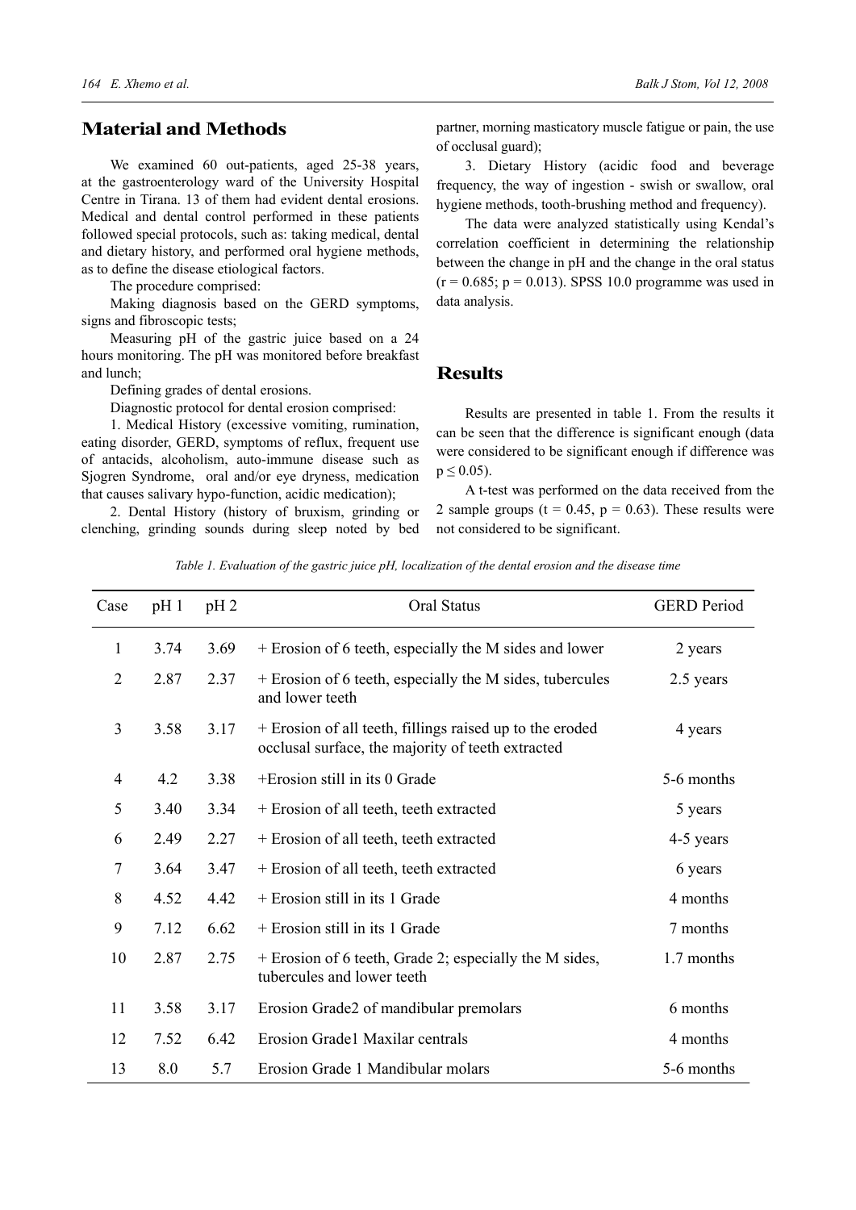## Material and Methods

We examined 60 out-patients, aged 25-38 years, at the gastroenterology ward of the University Hospital Centre in Tirana. 13 of them had evident dental erosions. Medical and dental control performed in these patients followed special protocols, such as: taking medical, dental and dietary history, and performed oral hygiene methods, as to define the disease etiological factors.

The procedure comprised:

Making diagnosis based on the GERD symptoms, signs and fibroscopic tests;

Measuring pH of the gastric juice based on a 24 hours monitoring. The pH was monitored before breakfast and lunch;

Defining grades of dental erosions.

Diagnostic protocol for dental erosion comprised:

1. Medical History (excessive vomiting, rumination, eating disorder, GERD, symptoms of reflux, frequent use of antacids, alcoholism, auto-immune disease such as Sjogren Syndrome, oral and/or eye dryness, medication that causes salivary hypo-function, acidic medication);

2. Dental History (history of bruxism, grinding or clenching, grinding sounds during sleep noted by bed partner, morning masticatory muscle fatigue or pain, the use of occlusal guard);

3. Dietary History (acidic food and beverage frequency, the way of ingestion - swish or swallow, oral hygiene methods, tooth-brushing method and frequency).

The data were analyzed statistically using Kendal's correlation coefficient in determining the relationship between the change in pH and the change in the oral status ($r = 0.685$; $p = 0.013$). SPSS 10.0 programme was used in data analysis.

## Results

Results are presented in table 1. From the results it can be seen that the difference is significant enough (data were considered to be significant enough if difference was $p \leq 0.05$).

A t-test was performed on the data received from the 2 sample groups ($t = 0.45$, $p = 0.63$). These results were not considered to be significant.

*Table 1. Evaluation of the gastric juice pH, localization of the dental erosion and the disease time*

| Case | pH 1 | pH 2 | Oral Status | GERD Period |
|---|---|---|---|---|
| 1 | 3.74 | 3.69 | + Erosion of 6 teeth, especially the M sides and lower | 2 years |
| 2 | 2.87 | 2.37 | + Erosion of 6 teeth, especially the M sides, tubercules and lower teeth | 2.5 years |
| 3 | 3.58 | 3.17 | + Erosion of all teeth, fillings raised up to the eroded occlusal surface, the majority of teeth extracted | 4 years |
| 4 | 4.2 | 3.38 | +Erosion still in its 0 Grade | 5-6 months |
| 5 | 3.40 | 3.34 | + Erosion of all teeth, teeth extracted | 5 years |
| 6 | 2.49 | 2.27 | + Erosion of all teeth, teeth extracted | 4-5 years |
| 7 | 3.64 | 3.47 | + Erosion of all teeth, teeth extracted | 6 years |
| 8 | 4.52 | 4.42 | + Erosion still in its 1 Grade | 4 months |
| 9 | 7.12 | 6.62 | + Erosion still in its 1 Grade | 7 months |
| 10 | 2.87 | 2.75 | + Erosion of 6 teeth, Grade 2; especially the M sides, tubercules and lower teeth | 1.7 months |
| 11 | 3.58 | 3.17 | Erosion Grade2 of mandibular premolars | 6 months |
| 12 | 7.52 | 6.42 | Erosion Grade1 Maxilar centrals | 4 months |
| 13 | 8.0 | 5.7 | Erosion Grade 1 Mandibular molars | 5-6 months |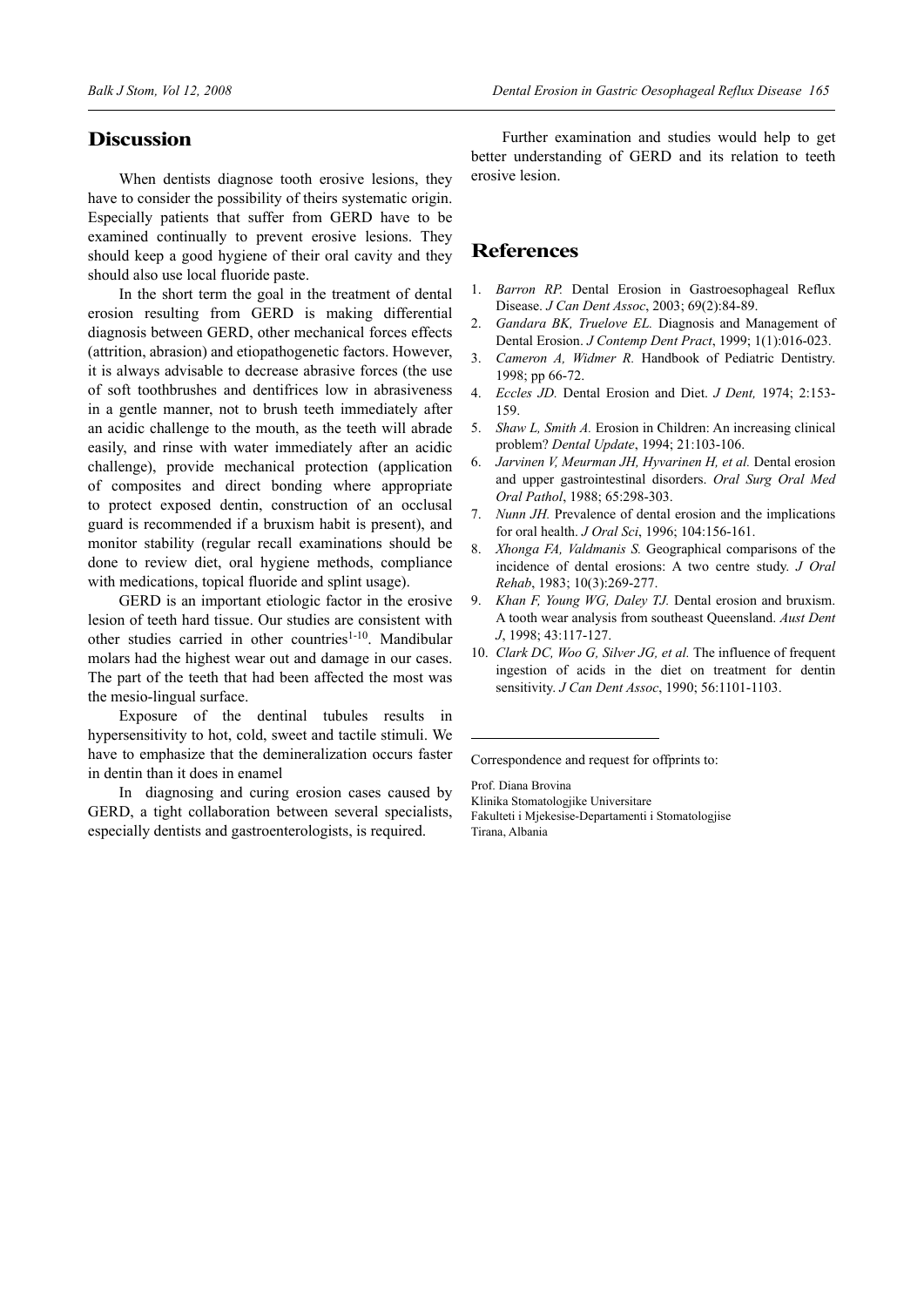## Discussion

When dentists diagnose tooth erosive lesions, they have to consider the possibility of theirs systematic origin. Especially patients that suffer from GERD have to be examined continually to prevent erosive lesions. They should keep a good hygiene of their oral cavity and they should also use local fluoride paste.

In the short term the goal in the treatment of dental erosion resulting from GERD is making differential diagnosis between GERD, other mechanical forces effects (attrition, abrasion) and etiopathogenetic factors. However, it is always advisable to decrease abrasive forces (the use of soft toothbrushes and dentifrices low in abrasiveness in a gentle manner, not to brush teeth immediately after an acidic challenge to the mouth, as the teeth will abrade easily, and rinse with water immediately after an acidic challenge), provide mechanical protection (application of composites and direct bonding where appropriate to protect exposed dentin, construction of an occlusal guard is recommended if a bruxism habit is present), and monitor stability (regular recall examinations should be done to review diet, oral hygiene methods, compliance with medications, topical fluoride and splint usage).

GERD is an important etiologic factor in the erosive lesion of teeth hard tissue. Our studies are consistent with other studies carried in other countries[1-10]. Mandibular molars had the highest wear out and damage in our cases. The part of the teeth that had been affected the most was the mesio-lingual surface.

Exposure of the dentinal tubules results in hypersensitivity to hot, cold, sweet and tactile stimuli. We have to emphasize that the demineralization occurs faster in dentin than it does in enamel

In diagnosing and curing erosion cases caused by GERD, a tight collaboration between several specialists, especially dentists and gastroenterologists, is required.

Further examination and studies would help to get better understanding of GERD and its relation to teeth erosive lesion.

## References

1. *Barron RP.* Dental Erosion in Gastroesophageal Reflux Disease. *J Can Dent Assoc*, 2003; 69(2):84-89.
2. *Gandara BK, Truelove EL.* Diagnosis and Management of Dental Erosion. *J Contemp Dent Pract*, 1999; 1(1):016-023.
3. *Cameron A, Widmer R.* Handbook of Pediatric Dentistry. 1998; pp 66-72.
4. *Eccles JD.* Dental Erosion and Diet. *J Dent,* 1974; 2:153-159.
5. *Shaw L, Smith A.* Erosion in Children: An increasing clinical problem? *Dental Update*, 1994; 21:103-106.
6. *Jarvinen V, Meurman JH, Hyvarinen H, et al.* Dental erosion and upper gastrointestinal disorders. *Oral Surg Oral Med Oral Pathol*, 1988; 65:298-303.
7. *Nunn JH.* Prevalence of dental erosion and the implications for oral health. *J Oral Sci*, 1996; 104:156-161.
8. *Xhonga FA, Valdmanis S.* Geographical comparisons of the incidence of dental erosions: A two centre study. *J Oral Rehab*, 1983; 10(3):269-277.
9. *Khan F, Young WG, Daley TJ.* Dental erosion and bruxism. A tooth wear analysis from southeast Queensland. *Aust Dent J*, 1998; 43:117-127.
10. *Clark DC, Woo G, Silver JG, et al.* The influence of frequent ingestion of acids in the diet on treatment for dentin sensitivity. *J Can Dent Assoc*, 1990; 56:1101-1103.

---

Correspondence and request for offprints to:

Prof. Diana Brovina
Klinika Stomatologjike Universitare
Fakulteti i Mjekesise-Departamenti i Stomatologjise
Tirana, Albania